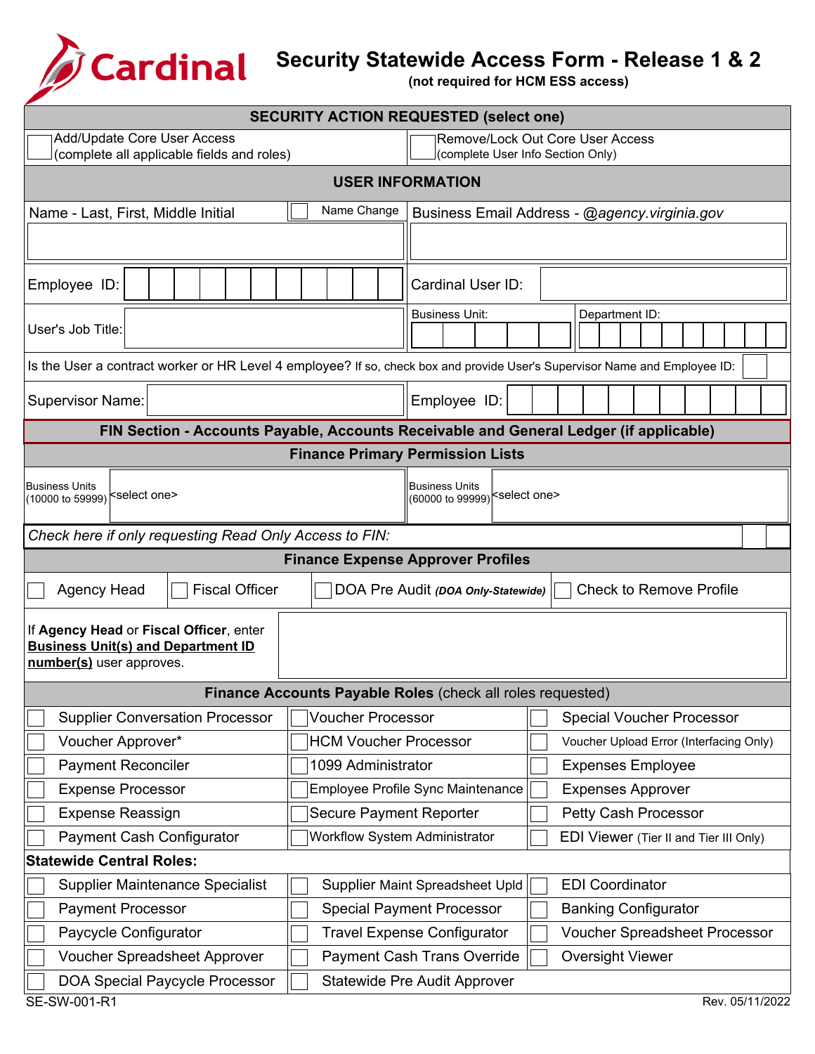# Cardinal

## Security Statewide Access Form - Release 1 & 2

**(not required for HCM ESS access)**

### SECURITY ACTION REQUESTED (select one)

| | |
|---|---|
| ☐ Add/Update Core User Access (complete all applicable fields and roles) | ☐ Remove/Lock Out Core User Access (complete User Info Section Only) |

### USER INFORMATION

| | |
|---|---|
| Name - Last, First, Middle Initial ☐ Name Change | Business Email Address - *@agency.virginia.gov* |
| | |
| Employee ID: | Cardinal User ID: |
| User's Job Title: | Business Unit: / Department ID: |

Is the User a contract worker or HR Level 4 employee? If so, check box and provide User's Supervisor Name and Employee ID: ☐

| | |
|---|---|
| Supervisor Name: | Employee ID: |

### FIN Section - Accounts Payable, Accounts Receivable and General Ledger (if applicable)

#### Finance Primary Permission Lists

| | |
|---|---|
| Business Units (10000 to 59999) <select one> | Business Units (60000 to 99999) <select one> |

*Check here if only requesting Read Only Access to FIN:* ☐

#### Finance Expense Approver Profiles

| | | | |
|---|---|---|---|
| ☐ Agency Head | ☐ Fiscal Officer | ☐ DOA Pre Audit ***(DOA Only-Statewide)*** | ☐ Check to Remove Profile |

If **Agency Head** or **Fiscal Officer**, enter **Business Unit(s) and Department ID number(s)** user approves.

#### Finance Accounts Payable Roles (check all roles requested)

| | | |
|---|---|---|
| ☐ Supplier Conversation Processor | ☐ Voucher Processor | ☐ Special Voucher Processor |
| ☐ Voucher Approver* | ☐ HCM Voucher Processor | ☐ Voucher Upload Error (Interfacing Only) |
| ☐ Payment Reconciler | ☐ 1099 Administrator | ☐ Expenses Employee |
| ☐ Expense Processor | ☐ Employee Profile Sync Maintenance | ☐ Expenses Approver |
| ☐ Expense Reassign | ☐ Secure Payment Reporter | ☐ Petty Cash Processor |
| ☐ Payment Cash Configurator | ☐ Workflow System Administrator | ☐ EDI Viewer (Tier II and Tier III Only) |

**Statewide Central Roles:**

| | | |
|---|---|---|
| ☐ Supplier Maintenance Specialist | ☐ Supplier Maint Spreadsheet Upld | ☐ EDI Coordinator |
| ☐ Payment Processor | ☐ Special Payment Processor | ☐ Banking Configurator |
| ☐ Paycycle Configurator | ☐ Travel Expense Configurator | ☐ Voucher Spreadsheet Processor |
| ☐ Voucher Spreadsheet Approver | ☐ Payment Cash Trans Override | ☐ Oversight Viewer |
| ☐ DOA Special Paycycle Processor | ☐ Statewide Pre Audit Approver | |

SE-SW-001-R1 Rev. 05/11/2022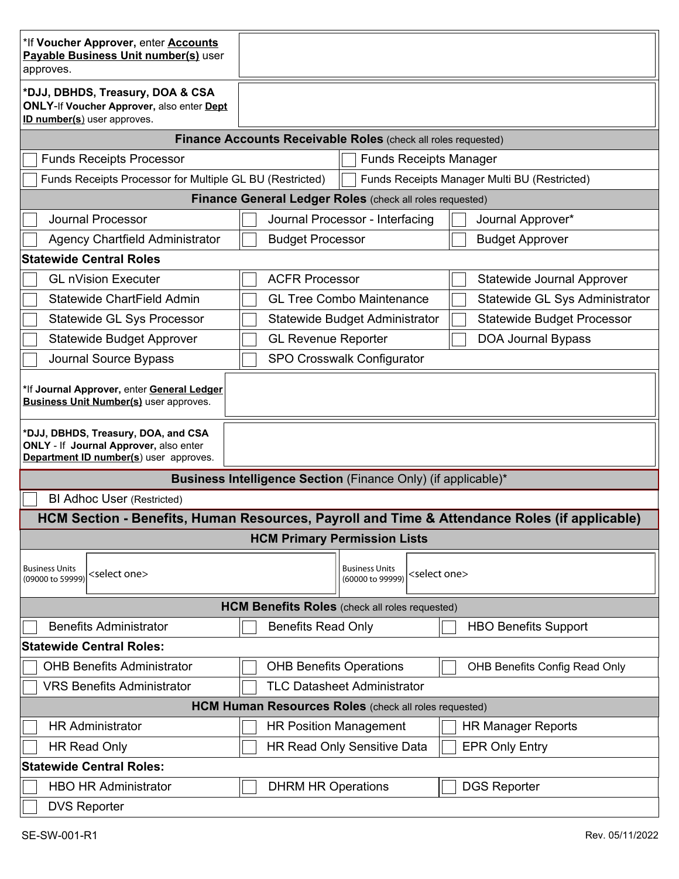| *If **Voucher Approver,** enter **Accounts Payable Business Unit number(s)** user approves. | |
|---|---|
| ***DJJ, DBHDS, Treasury, DOA & CSA ONLY**-If **Voucher Approver,** also enter **Dept ID number(s)** user approves. | |

### Finance Accounts Receivable Roles (check all roles requested)

| | |
|---|---|
| ☐ Funds Receipts Processor | ☐ Funds Receipts Manager |
| ☐ Funds Receipts Processor for Multiple GL BU (Restricted) | ☐ Funds Receipts Manager Multi BU (Restricted) |

### Finance General Ledger Roles (check all roles requested)

| | | |
|---|---|---|
| ☐ Journal Processor | ☐ Journal Processor - Interfacing | ☐ Journal Approver* |
| ☐ Agency Chartfield Administrator | ☐ Budget Processor | ☐ Budget Approver |

**Statewide Central Roles**

| | | |
|---|---|---|
| ☐ GL nVision Executer | ☐ ACFR Processor | ☐ Statewide Journal Approver |
| ☐ Statewide ChartField Admin | ☐ GL Tree Combo Maintenance | ☐ Statewide GL Sys Administrator |
| ☐ Statewide GL Sys Processor | ☐ Statewide Budget Administrator | ☐ Statewide Budget Processor |
| ☐ Statewide Budget Approver | ☐ GL Revenue Reporter | ☐ DOA Journal Bypass |
| ☐ Journal Source Bypass | ☐ SPO Crosswalk Configurator | |

| *If **Journal Approver,** enter **General Ledger Business Unit Number(s)** user approves. | |
|---|---|
| ***DJJ, DBHDS, Treasury, DOA, and CSA ONLY** - If **Journal Approver,** also enter **Department ID number(s)** user approves. | |

### Business Intelligence Section (Finance Only) (if applicable)*

☐ BI Adhoc User (Restricted)

## HCM Section - Benefits, Human Resources, Payroll and Time & Attendance Roles (if applicable)

### HCM Primary Permission Lists

| Business Units (09000 to 59999) | <select one> | Business Units (60000 to 99999) | <select one> |
|---|---|---|---|

### HCM Benefits Roles (check all roles requested)

| | | |
|---|---|---|
| ☐ Benefits Administrator | ☐ Benefits Read Only | ☐ HBO Benefits Support |

**Statewide Central Roles:**

| | | |
|---|---|---|
| ☐ OHB Benefits Administrator | ☐ OHB Benefits Operations | ☐ OHB Benefits Config Read Only |
| ☐ VRS Benefits Administrator | ☐ TLC Datasheet Administrator | |

### HCM Human Resources Roles (check all roles requested)

| | | |
|---|---|---|
| ☐ HR Administrator | ☐ HR Position Management | ☐ HR Manager Reports |
| ☐ HR Read Only | ☐ HR Read Only Sensitive Data | ☐ EPR Only Entry |

**Statewide Central Roles:**

| | | |
|---|---|---|
| ☐ HBO HR Administrator | ☐ DHRM HR Operations | ☐ DGS Reporter |
| ☐ DVS Reporter | | |

SE-SW-001-R1 Rev. 05/11/2022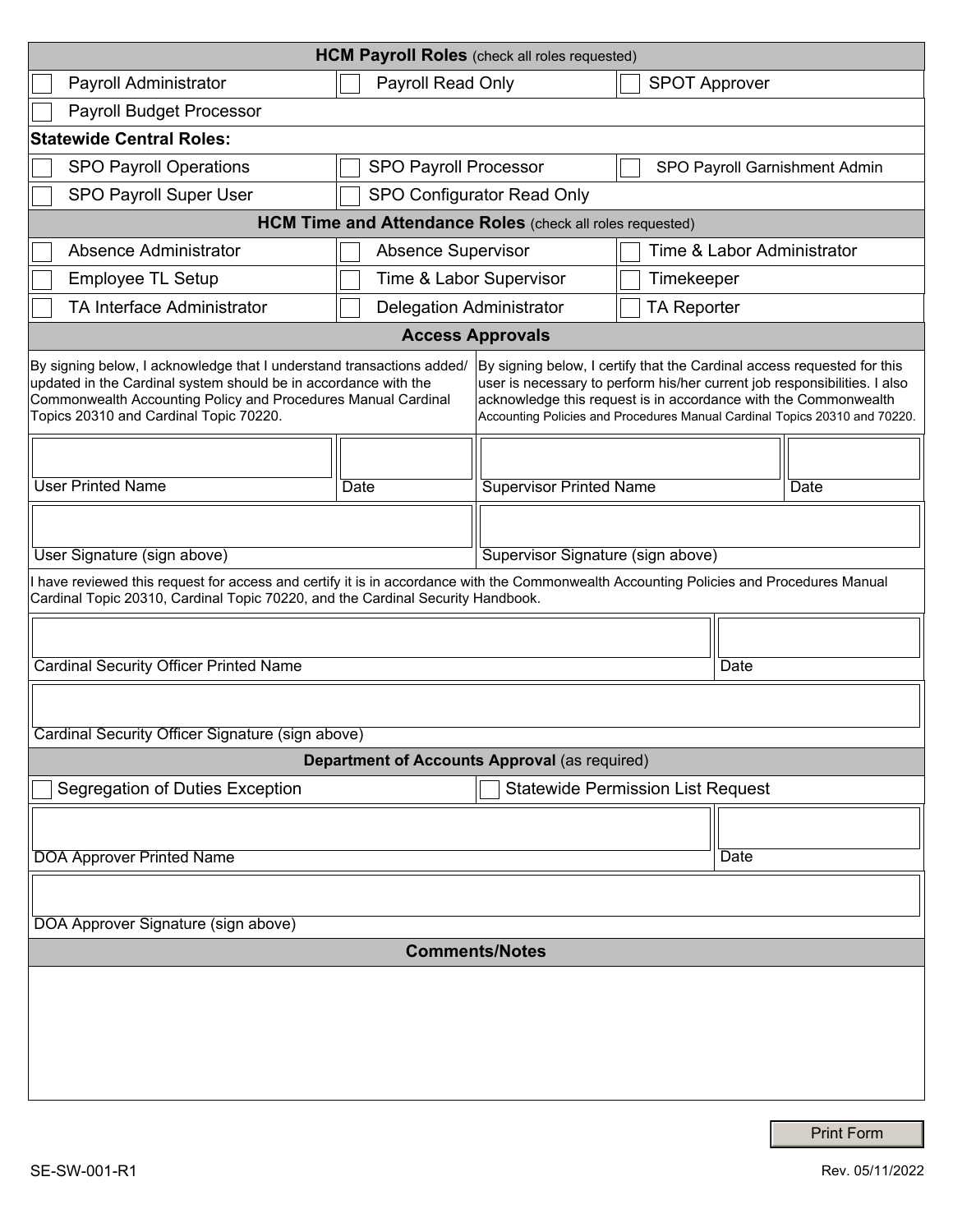| HCM Payroll Roles (check all roles requested) | | |
|---|---|---|
| ☐ Payroll Administrator | ☐ Payroll Read Only | ☐ SPOT Approver |
| ☐ Payroll Budget Processor | | |
| **Statewide Central Roles:** | | |
| ☐ SPO Payroll Operations | ☐ SPO Payroll Processor | ☐ SPO Payroll Garnishment Admin |
| ☐ SPO Payroll Super User | ☐ SPO Configurator Read Only | |

| HCM Time and Attendance Roles (check all roles requested) | | |
|---|---|---|
| ☐ Absence Administrator | ☐ Absence Supervisor | ☐ Time & Labor Administrator |
| ☐ Employee TL Setup | ☐ Time & Labor Supervisor | ☐ Timekeeper |
| ☐ TA Interface Administrator | ☐ Delegation Administrator | ☐ TA Reporter |

## Access Approvals

By signing below, I acknowledge that I understand transactions added/ updated in the Cardinal system should be in accordance with the Commonwealth Accounting Policy and Procedures Manual Cardinal Topics 20310 and Cardinal Topic 70220.

By signing below, I certify that the Cardinal access requested for this user is necessary to perform his/her current job responsibilities. I also acknowledge this request is in accordance with the Commonwealth Accounting Policies and Procedures Manual Cardinal Topics 20310 and 70220.

| | | | |
|---|---|---|---|
| User Printed Name | Date | Supervisor Printed Name | Date |
| User Signature (sign above) | | Supervisor Signature (sign above) | |

I have reviewed this request for access and certify it is in accordance with the Commonwealth Accounting Policies and Procedures Manual Cardinal Topic 20310, Cardinal Topic 70220, and the Cardinal Security Handbook.

| | |
|---|---|
| Cardinal Security Officer Printed Name | Date |
| Cardinal Security Officer Signature (sign above) | |

## Department of Accounts Approval (as required)

| | |
|---|---|
| ☐ Segregation of Duties Exception | ☐ Statewide Permission List Request |
| DOA Approver Printed Name | Date |
| DOA Approver Signature (sign above) | |

## Comments/Notes

Print Form

SE-SW-001-R1

Rev. 05/11/2022